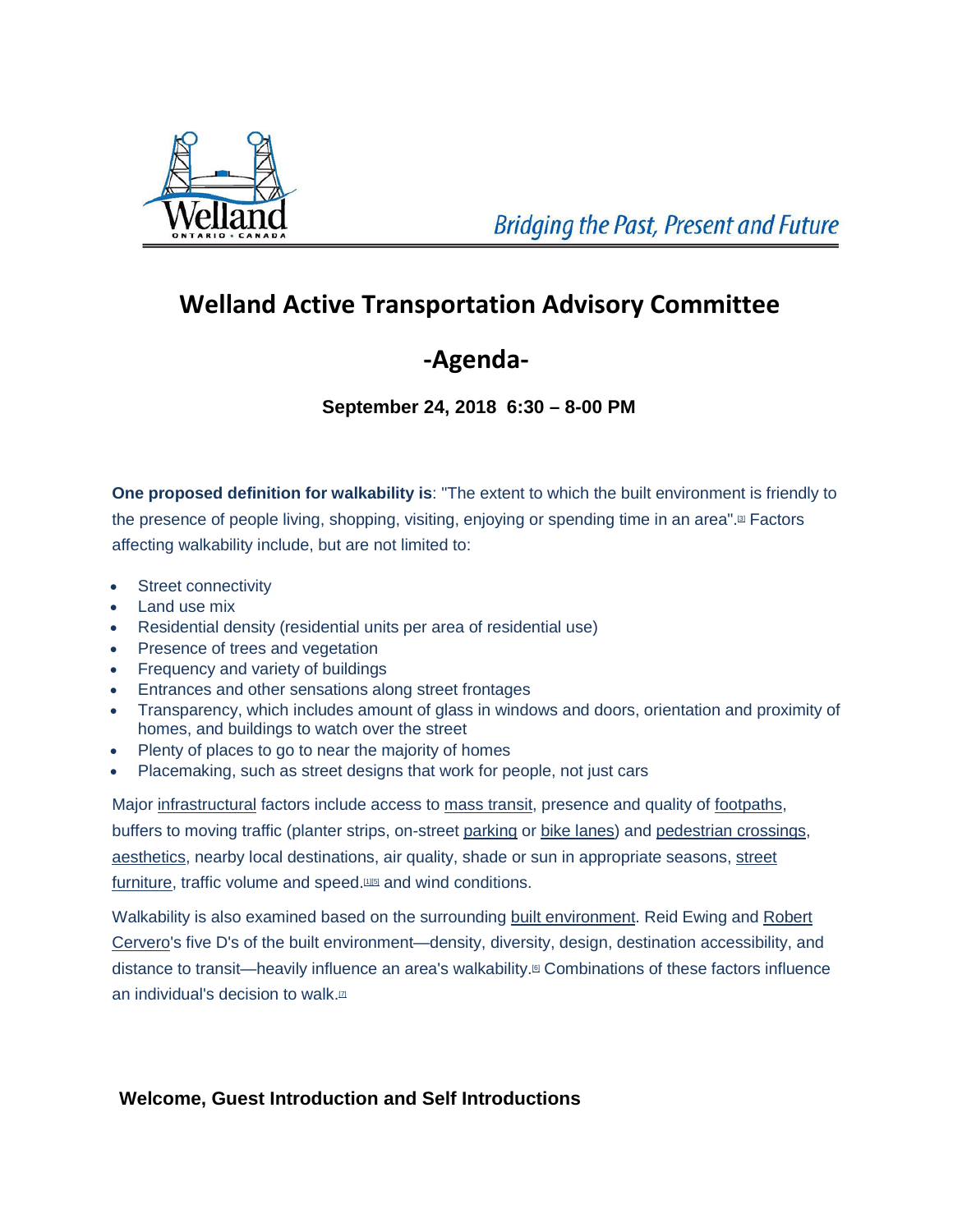Bridging the Past, Present and Future

# Welland Active Transportation Advisory Committee

## -Agenda-

**September 24, 2018 6:30 – 8-00 PM**

**One proposed definition for walkability is**: "The extent to which the built environment is friendly to the presence of people living, shopping, visiting, enjoying or spending time in an area".[3] Factors affecting walkability include, but are not limited to:

- Street connectivity
- Land use mix
- Residential density (residential units per area of residential use)
- Presence of trees and vegetation
- Frequency and variety of buildings
- Entrances and other sensations along street frontages
- Transparency, which includes amount of glass in windows and doors, orientation and proximity of homes, and buildings to watch over the street
- Plenty of places to go to near the majority of homes
- Placemaking, such as street designs that work for people, not just cars

Major infrastructural factors include access to mass transit, presence and quality of footpaths, buffers to moving traffic (planter strips, on-street parking or bike lanes) and pedestrian crossings, aesthetics, nearby local destinations, air quality, shade or sun in appropriate seasons, street furniture, traffic volume and speed.[1][5] and wind conditions.

Walkability is also examined based on the surrounding built environment. Reid Ewing and Robert Cervero's five D's of the built environment—density, diversity, design, destination accessibility, and distance to transit—heavily influence an area's walkability.[6] Combinations of these factors influence an individual's decision to walk.[7]

**Welcome, Guest Introduction and Self Introductions**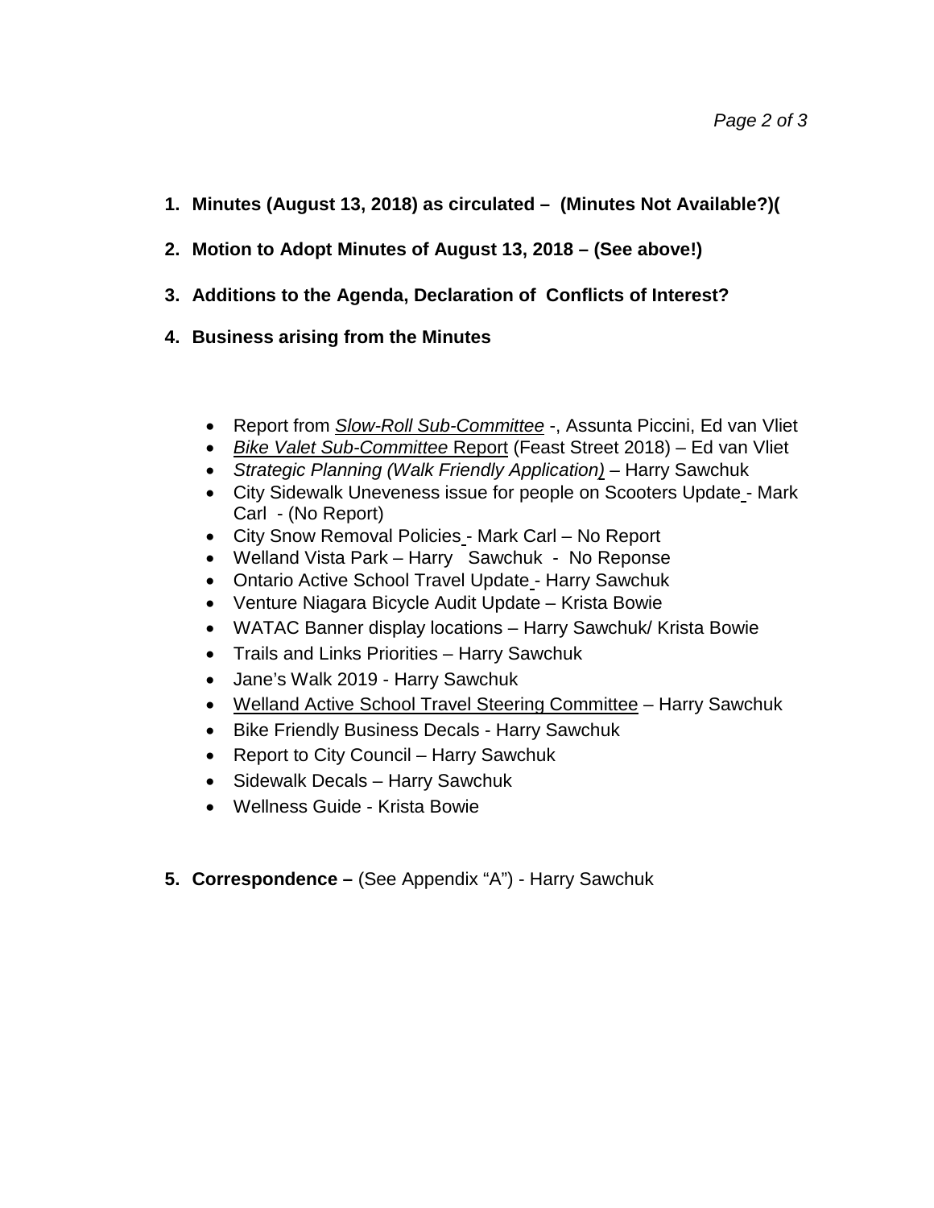1. **Minutes (August 13, 2018) as circulated – (Minutes Not Available?)(**

2. **Motion to Adopt Minutes of August 13, 2018 – (See above!)**

3. **Additions to the Agenda, Declaration of Conflicts of Interest?**

4. **Business arising from the Minutes**

   - Report from *Slow-Roll Sub-Committee* -, Assunta Piccini, Ed van Vliet
   - *Bike Valet Sub-Committee* Report (Feast Street 2018) – Ed van Vliet
   - *Strategic Planning (Walk Friendly Application)* – Harry Sawchuk
   - City Sidewalk Uneveness issue for people on Scooters Update - Mark Carl - (No Report)
   - City Snow Removal Policies - Mark Carl – No Report
   - Welland Vista Park – Harry Sawchuk - No Reponse
   - Ontario Active School Travel Update - Harry Sawchuk
   - Venture Niagara Bicycle Audit Update – Krista Bowie
   - WATAC Banner display locations – Harry Sawchuk/ Krista Bowie
   - Trails and Links Priorities – Harry Sawchuk
   - Jane's Walk 2019 - Harry Sawchuk
   - Welland Active School Travel Steering Committee – Harry Sawchuk
   - Bike Friendly Business Decals - Harry Sawchuk
   - Report to City Council – Harry Sawchuk
   - Sidewalk Decals – Harry Sawchuk
   - Wellness Guide - Krista Bowie

5. **Correspondence –** (See Appendix "A") - Harry Sawchuk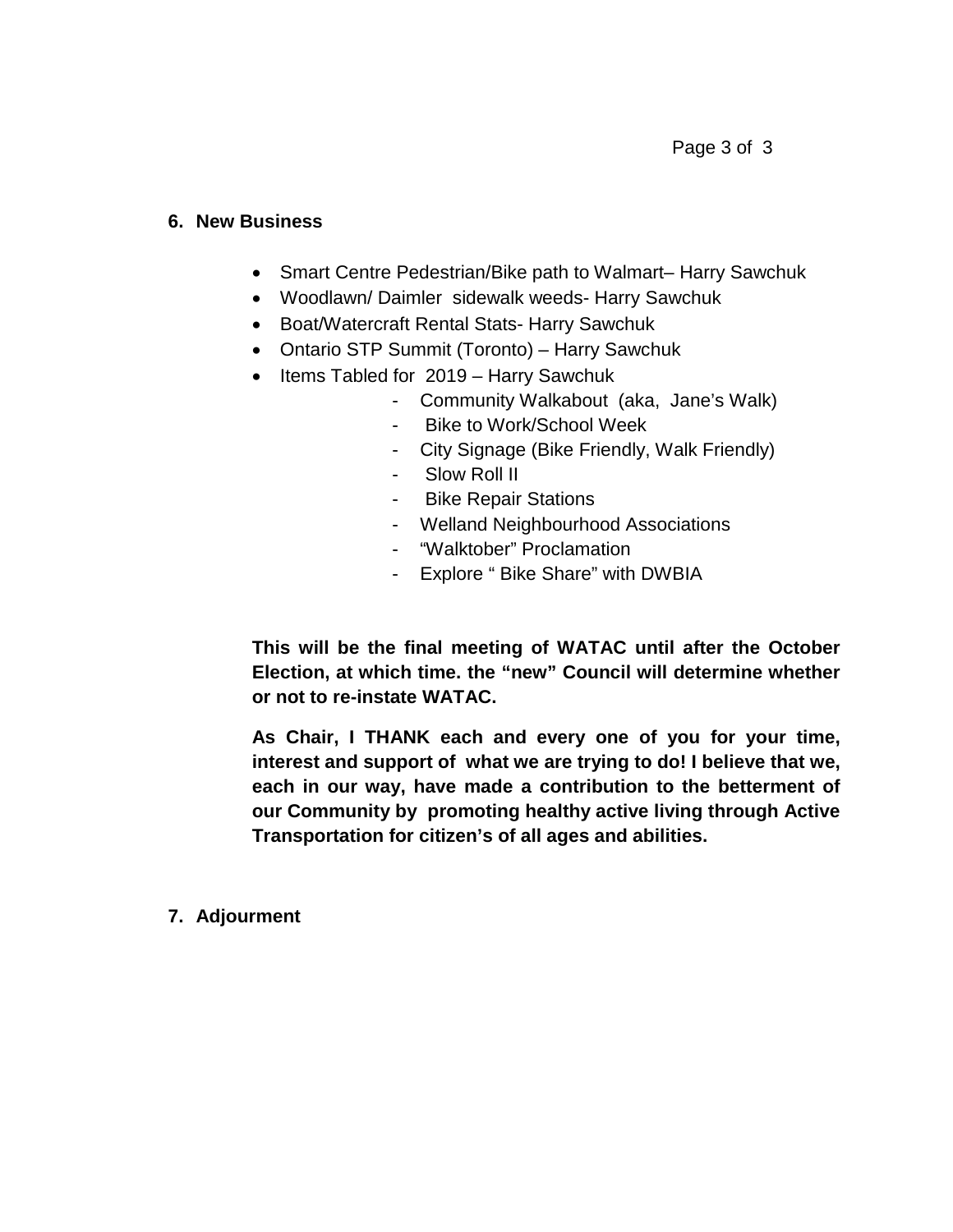## 6. New Business

- Smart Centre Pedestrian/Bike path to Walmart– Harry Sawchuk
- Woodlawn/ Daimler sidewalk weeds- Harry Sawchuk
- Boat/Watercraft Rental Stats- Harry Sawchuk
- Ontario STP Summit (Toronto) – Harry Sawchuk
- Items Tabled for 2019 – Harry Sawchuk
  - Community Walkabout (aka, Jane's Walk)
  - Bike to Work/School Week
  - City Signage (Bike Friendly, Walk Friendly)
  - Slow Roll II
  - Bike Repair Stations
  - Welland Neighbourhood Associations
  - "Walktober" Proclamation
  - Explore " Bike Share" with DWBIA

**This will be the final meeting of WATAC until after the October Election, at which time. the "new" Council will determine whether or not to re-instate WATAC.**

**As Chair, I THANK each and every one of you for your time, interest and support of what we are trying to do! I believe that we, each in our way, have made a contribution to the betterment of our Community by promoting healthy active living through Active Transportation for citizen's of all ages and abilities.**

## 7. Adjourment